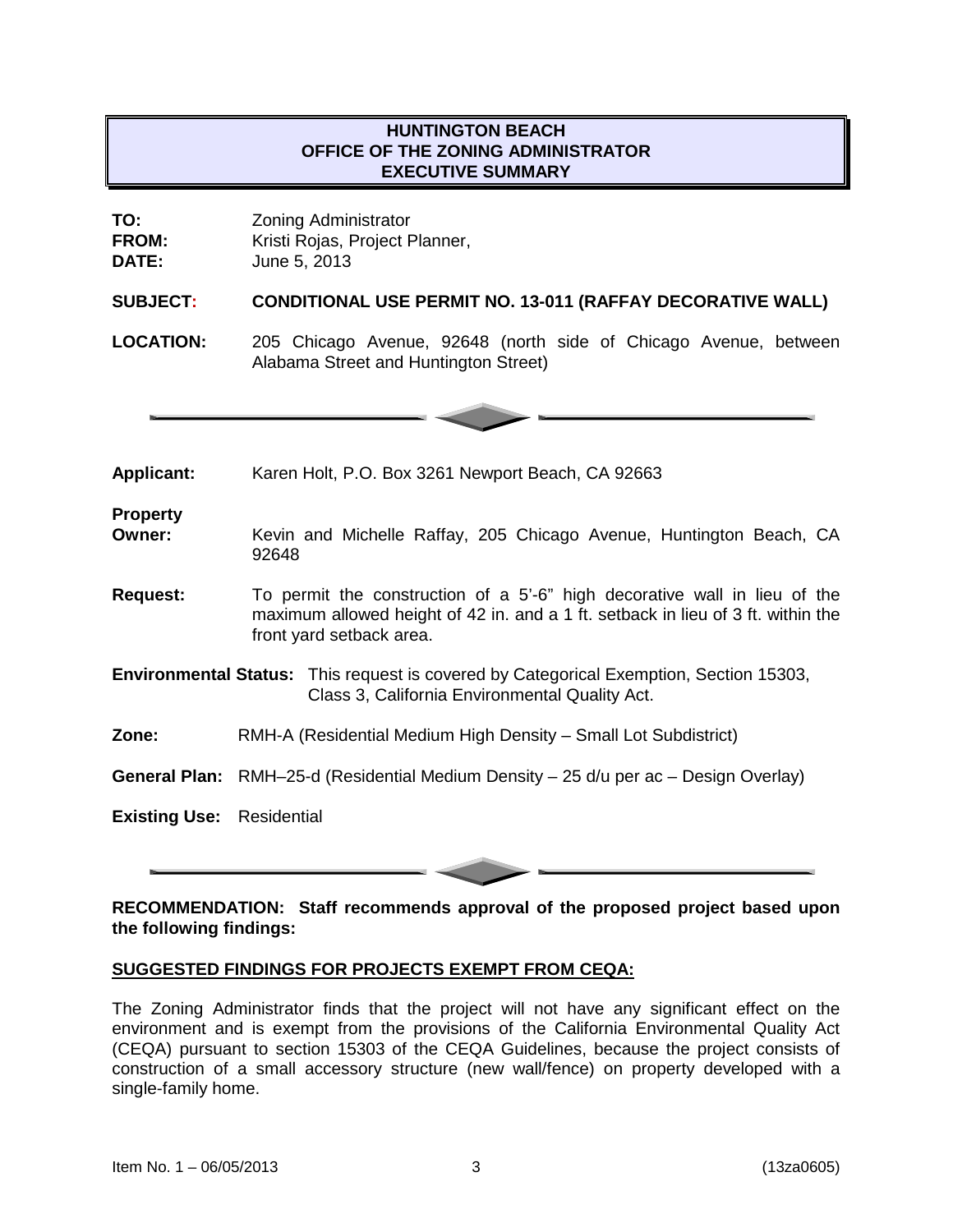# HUNTINGTON BEACH
## OFFICE OF THE ZONING ADMINISTRATOR
## EXECUTIVE SUMMARY

**TO:** Zoning Administrator
**FROM:** Kristi Rojas, Project Planner,
**DATE:** June 5, 2013

**SUBJECT:** **CONDITIONAL USE PERMIT NO. 13-011 (RAFFAY DECORATIVE WALL)**

**LOCATION:** 205 Chicago Avenue, 92648 (north side of Chicago Avenue, between Alabama Street and Huntington Street)

---

**Applicant:** Karen Holt, P.O. Box 3261 Newport Beach, CA 92663

**Property Owner:** Kevin and Michelle Raffay, 205 Chicago Avenue, Huntington Beach, CA 92648

**Request:** To permit the construction of a 5'-6" high decorative wall in lieu of the maximum allowed height of 42 in. and a 1 ft. setback in lieu of 3 ft. within the front yard setback area.

**Environmental Status:** This request is covered by Categorical Exemption, Section 15303, Class 3, California Environmental Quality Act.

**Zone:** RMH-A (Residential Medium High Density – Small Lot Subdistrict)

**General Plan:** RMH–25-d (Residential Medium Density – 25 d/u per ac – Design Overlay)

**Existing Use:** Residential

---

**RECOMMENDATION: Staff recommends approval of the proposed project based upon the following findings:**

**SUGGESTED FINDINGS FOR PROJECTS EXEMPT FROM CEQA:**

The Zoning Administrator finds that the project will not have any significant effect on the environment and is exempt from the provisions of the California Environmental Quality Act (CEQA) pursuant to section 15303 of the CEQA Guidelines, because the project consists of construction of a small accessory structure (new wall/fence) on property developed with a single-family home.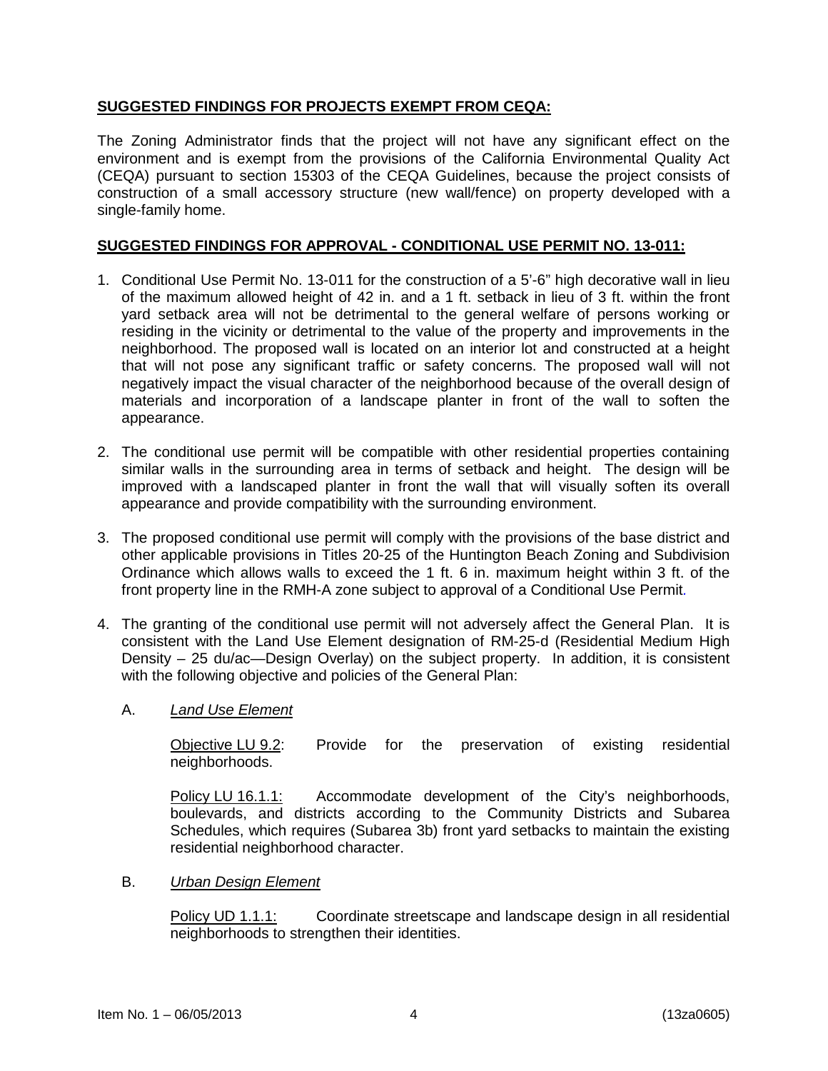**SUGGESTED FINDINGS FOR PROJECTS EXEMPT FROM CEQA:**

The Zoning Administrator finds that the project will not have any significant effect on the environment and is exempt from the provisions of the California Environmental Quality Act (CEQA) pursuant to section 15303 of the CEQA Guidelines, because the project consists of construction of a small accessory structure (new wall/fence) on property developed with a single-family home.

**SUGGESTED FINDINGS FOR APPROVAL - CONDITIONAL USE PERMIT NO. 13-011:**

1. Conditional Use Permit No. 13-011 for the construction of a 5'-6" high decorative wall in lieu of the maximum allowed height of 42 in. and a 1 ft. setback in lieu of 3 ft. within the front yard setback area will not be detrimental to the general welfare of persons working or residing in the vicinity or detrimental to the value of the property and improvements in the neighborhood. The proposed wall is located on an interior lot and constructed at a height that will not pose any significant traffic or safety concerns. The proposed wall will not negatively impact the visual character of the neighborhood because of the overall design of materials and incorporation of a landscape planter in front of the wall to soften the appearance.

2. The conditional use permit will be compatible with other residential properties containing similar walls in the surrounding area in terms of setback and height. The design will be improved with a landscaped planter in front the wall that will visually soften its overall appearance and provide compatibility with the surrounding environment.

3. The proposed conditional use permit will comply with the provisions of the base district and other applicable provisions in Titles 20-25 of the Huntington Beach Zoning and Subdivision Ordinance which allows walls to exceed the 1 ft. 6 in. maximum height within 3 ft. of the front property line in the RMH-A zone subject to approval of a Conditional Use Permit.

4. The granting of the conditional use permit will not adversely affect the General Plan. It is consistent with the Land Use Element designation of RM-25-d (Residential Medium High Density – 25 du/ac—Design Overlay) on the subject property. In addition, it is consistent with the following objective and policies of the General Plan:

   A. *Land Use Element*

      Objective LU 9.2: Provide for the preservation of existing residential neighborhoods.

      Policy LU 16.1.1: Accommodate development of the City's neighborhoods, boulevards, and districts according to the Community Districts and Subarea Schedules, which requires (Subarea 3b) front yard setbacks to maintain the existing residential neighborhood character.

   B. *Urban Design Element*

      Policy UD 1.1.1: Coordinate streetscape and landscape design in all residential neighborhoods to strengthen their identities.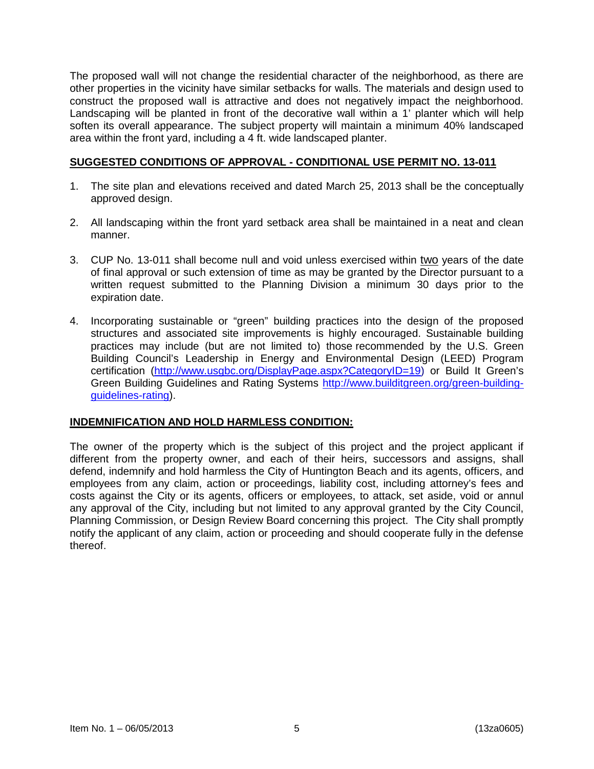The proposed wall will not change the residential character of the neighborhood, as there are other properties in the vicinity have similar setbacks for walls. The materials and design used to construct the proposed wall is attractive and does not negatively impact the neighborhood. Landscaping will be planted in front of the decorative wall within a 1' planter which will help soften its overall appearance. The subject property will maintain a minimum 40% landscaped area within the front yard, including a 4 ft. wide landscaped planter.

## SUGGESTED CONDITIONS OF APPROVAL - CONDITIONAL USE PERMIT NO. 13-011

1. The site plan and elevations received and dated March 25, 2013 shall be the conceptually approved design.

2. All landscaping within the front yard setback area shall be maintained in a neat and clean manner.

3. CUP No. 13-011 shall become null and void unless exercised within two years of the date of final approval or such extension of time as may be granted by the Director pursuant to a written request submitted to the Planning Division a minimum 30 days prior to the expiration date.

4. Incorporating sustainable or "green" building practices into the design of the proposed structures and associated site improvements is highly encouraged. Sustainable building practices may include (but are not limited to) those recommended by the U.S. Green Building Council's Leadership in Energy and Environmental Design (LEED) Program certification (http://www.usgbc.org/DisplayPage.aspx?CategoryID=19) or Build It Green's Green Building Guidelines and Rating Systems http://www.builditgreen.org/green-building-guidelines-rating).

## INDEMNIFICATION AND HOLD HARMLESS CONDITION:

The owner of the property which is the subject of this project and the project applicant if different from the property owner, and each of their heirs, successors and assigns, shall defend, indemnify and hold harmless the City of Huntington Beach and its agents, officers, and employees from any claim, action or proceedings, liability cost, including attorney's fees and costs against the City or its agents, officers or employees, to attack, set aside, void or annul any approval of the City, including but not limited to any approval granted by the City Council, Planning Commission, or Design Review Board concerning this project. The City shall promptly notify the applicant of any claim, action or proceeding and should cooperate fully in the defense thereof.